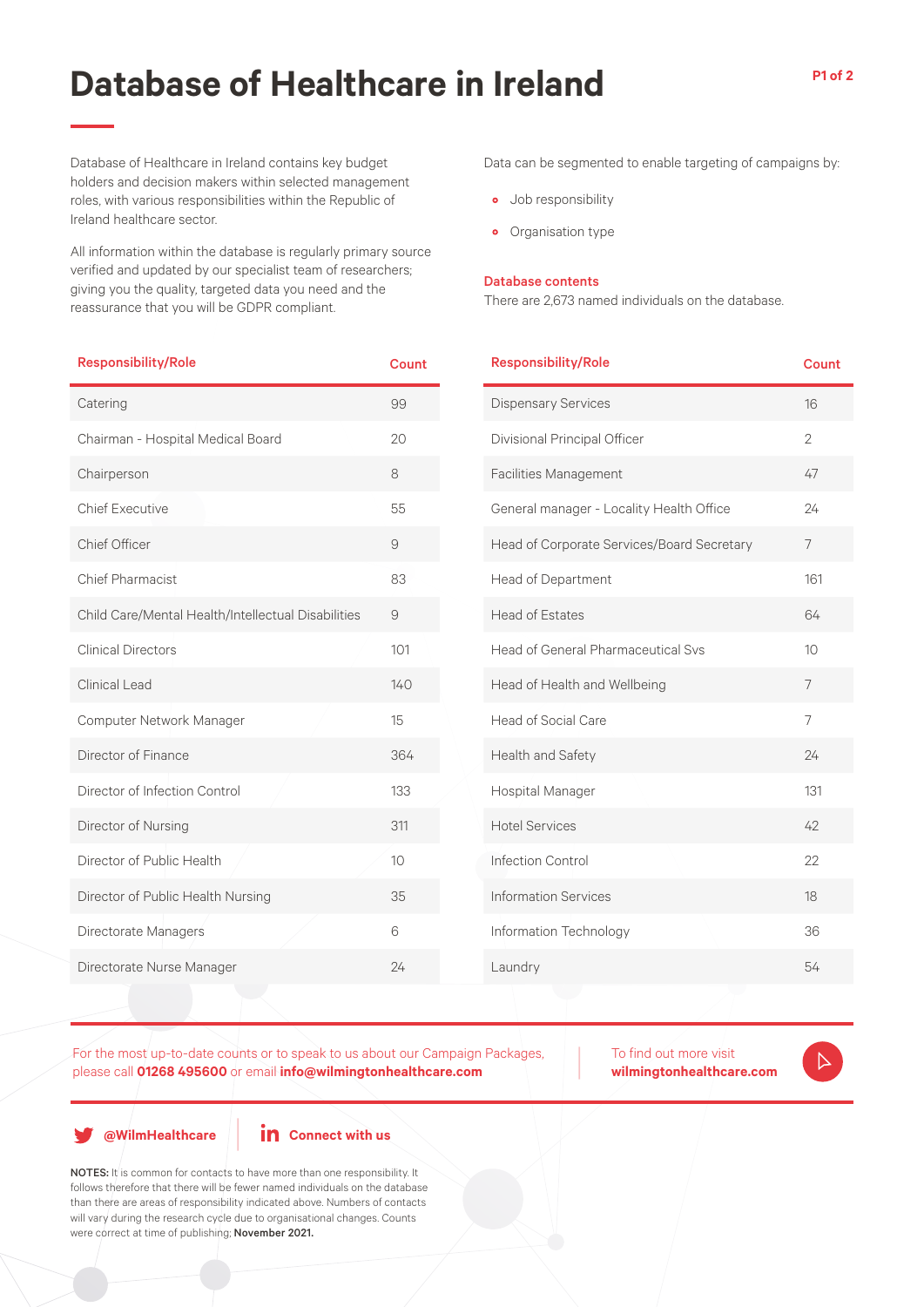# Database of Healthcare in Ireland

Database of Healthcare in Ireland contains key budget holders and decision makers within selected management roles, with various responsibilities within the Republic of Ireland healthcare sector.

All information within the database is regularly primary source verified and updated by our specialist team of researchers; giving you the quality, targeted data you need and the reassurance that you will be GDPR compliant.

Data can be segmented to enable targeting of campaigns by:

- Job responsibility
- Organisation type

**Database contents**

There are 2,673 named individuals on the database.

| Responsibility/Role | Count |
|---|---|
| Catering | 99 |
| Chairman - Hospital Medical Board | 20 |
| Chairperson | 8 |
| Chief Executive | 55 |
| Chief Officer | 9 |
| Chief Pharmacist | 83 |
| Child Care/Mental Health/Intellectual Disabilities | 9 |
| Clinical Directors | 101 |
| Clinical Lead | 140 |
| Computer Network Manager | 15 |
| Director of Finance | 364 |
| Director of Infection Control | 133 |
| Director of Nursing | 311 |
| Director of Public Health | 10 |
| Director of Public Health Nursing | 35 |
| Directorate Managers | 6 |
| Directorate Nurse Manager | 24 |

| Responsibility/Role | Count |
|---|---|
| Dispensary Services | 16 |
| Divisional Principal Officer | 2 |
| Facilities Management | 47 |
| General manager - Locality Health Office | 24 |
| Head of Corporate Services/Board Secretary | 7 |
| Head of Department | 161 |
| Head of Estates | 64 |
| Head of General Pharmaceutical Svs | 10 |
| Head of Health and Wellbeing | 7 |
| Head of Social Care | 7 |
| Health and Safety | 24 |
| Hospital Manager | 131 |
| Hotel Services | 42 |
| Infection Control | 22 |
| Information Services | 18 |
| Information Technology | 36 |
| Laundry | 54 |

For the most up-to-date counts or to speak to us about our Campaign Packages, please call **01268 495600** or email **info@wilmingtonhealthcare.com**

To find out more visit **wilmingtonhealthcare.com**

**@WilmHealthcare**

**Connect with us**

**NOTES:** It is common for contacts to have more than one responsibility. It follows therefore that there will be fewer named individuals on the database than there are areas of responsibility indicated above. Numbers of contacts will vary during the research cycle due to organisational changes. Counts were correct at time of publishing; **November 2021.**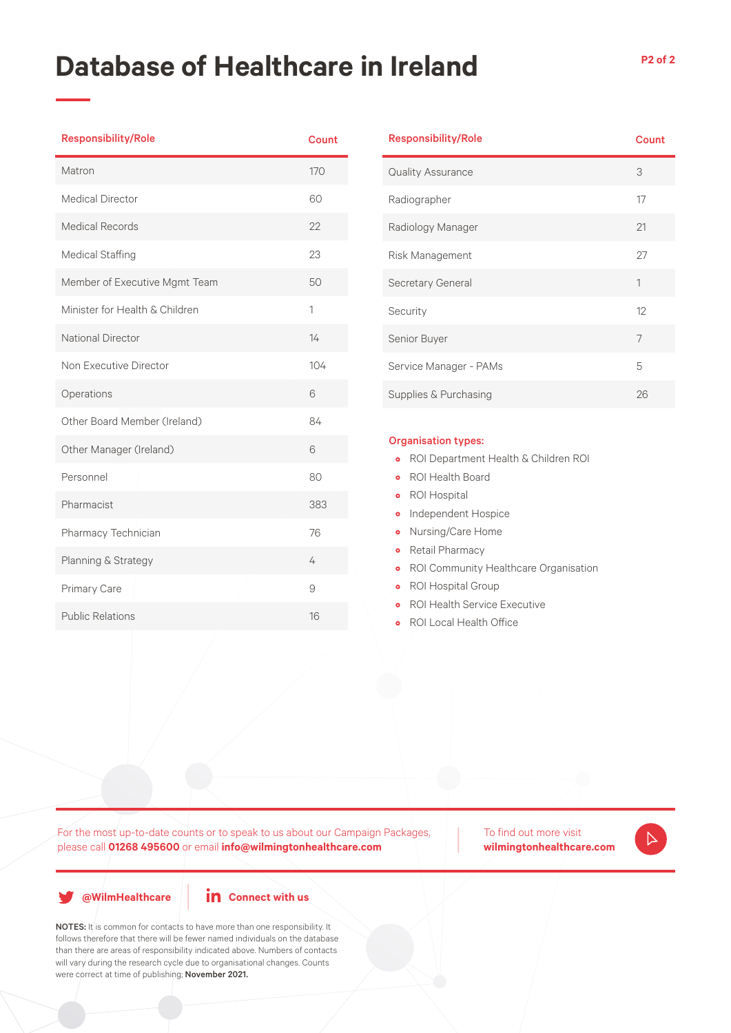# Database of Healthcare in Ireland

| Responsibility/Role | Count |
|---|---|
| Matron | 170 |
| Medical Director | 60 |
| Medical Records | 22 |
| Medical Staffing | 23 |
| Member of Executive Mgmt Team | 50 |
| Minister for Health & Children | 1 |
| National Director | 14 |
| Non Executive Director | 104 |
| Operations | 6 |
| Other Board Member (Ireland) | 84 |
| Other Manager (Ireland) | 6 |
| Personnel | 80 |
| Pharmacist | 383 |
| Pharmacy Technician | 76 |
| Planning & Strategy | 4 |
| Primary Care | 9 |
| Public Relations | 16 |
| Quality Assurance | 3 |
| Radiographer | 17 |
| Radiology Manager | 21 |
| Risk Management | 27 |
| Secretary General | 1 |
| Security | 12 |
| Senior Buyer | 7 |
| Service Manager - PAMs | 5 |
| Supplies & Purchasing | 26 |

**Organisation types:**

- ROI Department Health & Children ROI
- ROI Health Board
- ROI Hospital
- Independent Hospice
- Nursing/Care Home
- Retail Pharmacy
- ROI Community Healthcare Organisation
- ROI Hospital Group
- ROI Health Service Executive
- ROI Local Health Office

For the most up-to-date counts or to speak to us about our Campaign Packages, please call **01268 495600** or email **info@wilmingtonhealthcare.com**

To find out more visit **wilmingtonhealthcare.com**

**@WilmHealthcare**

**Connect with us**

**NOTES:** It is common for contacts to have more than one responsibility. It follows therefore that there will be fewer named individuals on the database than there are areas of responsibility indicated above. Numbers of contacts will vary during the research cycle due to organisational changes. Counts were correct at time of publishing; **November 2021.**